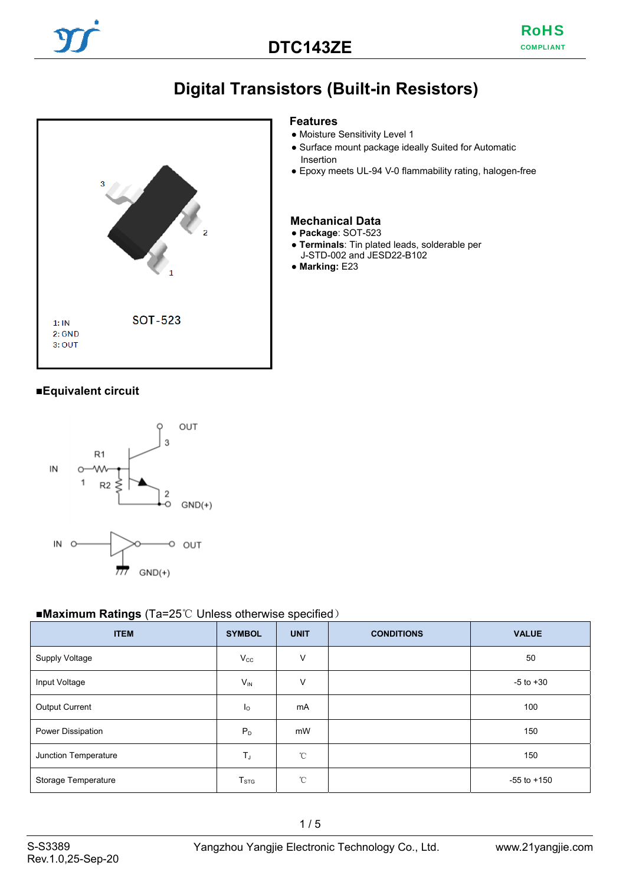# DTC143ZE

## Digital Transistors (Built-in Resistors)

SOT-523

1: IN
2: GND
3: OUT

### Features

- Moisture Sensitivity Level 1
- Surface mount package ideally Suited for Automatic Insertion
- Epoxy meets UL-94 V-0 flammability rating, halogen-free

### Mechanical Data

- **Package**: SOT-523
- **Terminals**: Tin plated leads, solderable per J-STD-002 and JESD22-B102
- **Marking:** E23

### ■Equivalent circuit

### ■Maximum Ratings (Ta=25℃ Unless otherwise specified）

| ITEM | SYMBOL | UNIT | CONDITIONS | VALUE |
|---|---|---|---|---|
| Supply Voltage | $V_{CC}$ | V | | 50 |
| Input Voltage | $V_{IN}$ | V | | -5 to +30 |
| Output Current | $I_O$ | mA | | 100 |
| Power Dissipation | $P_D$ | mW | | 150 |
| Junction Temperature | $T_J$ | ℃ | | 150 |
| Storage Temperature | $T_{STG}$ | ℃ | | -55 to +150 |

S-S3389
Rev.1.0,25-Sep-20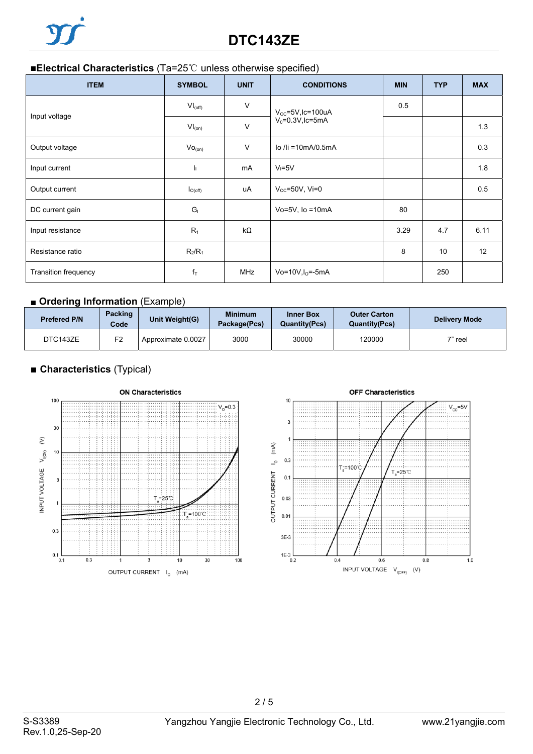## ■Electrical Characteristics (Ta=25℃ unless otherwise specified)

| ITEM | SYMBOL | UNIT | CONDITIONS | MIN | TYP | MAX |
|---|---|---|---|---|---|---|
| Input voltage | $VI_{(off)}$ | V | $V_{CC}$=5V,Ic=100uA | 0.5 | | |
| | $VI_{(on)}$ | V | $V_0$=0.3V,Ic=5mA | | | 1.3 |
| Output voltage | $Vo_{(on)}$ | V | Io /Ii =10mA/0.5mA | | | 0.3 |
| Input current | $I_I$ | mA | $V_I$=5V | | | 1.8 |
| Output current | $I_{O(off)}$ | uA | $V_{CC}$=50V, Vi=0 | | | 0.5 |
| DC current gain | $G_I$ | | Vo=5V, Io =10mA | 80 | | |
| Input resistance | $R_1$ | kΩ | | 3.29 | 4.7 | 6.11 |
| Resistance ratio | $R_2/R_1$ | | | 8 | 10 | 12 |
| Transition frequency | $f_T$ | MHz | Vo=10V,$I_O$=-5mA | | 250 | |

## ■ Ordering Information (Example)

| Prefered P/N | Packing Code | Unit Weight(G) | Minimum Package(Pcs) | Inner Box Quantity(Pcs) | Outer Carton Quantity(Pcs) | Delivery Mode |
|---|---|---|---|---|---|---|
| DTC143ZE | F2 | Approximate 0.0027 | 3000 | 30000 | 120000 | 7" reel |

## ■ Characteristics (Typical)

ON Characteristics

OFF Characteristics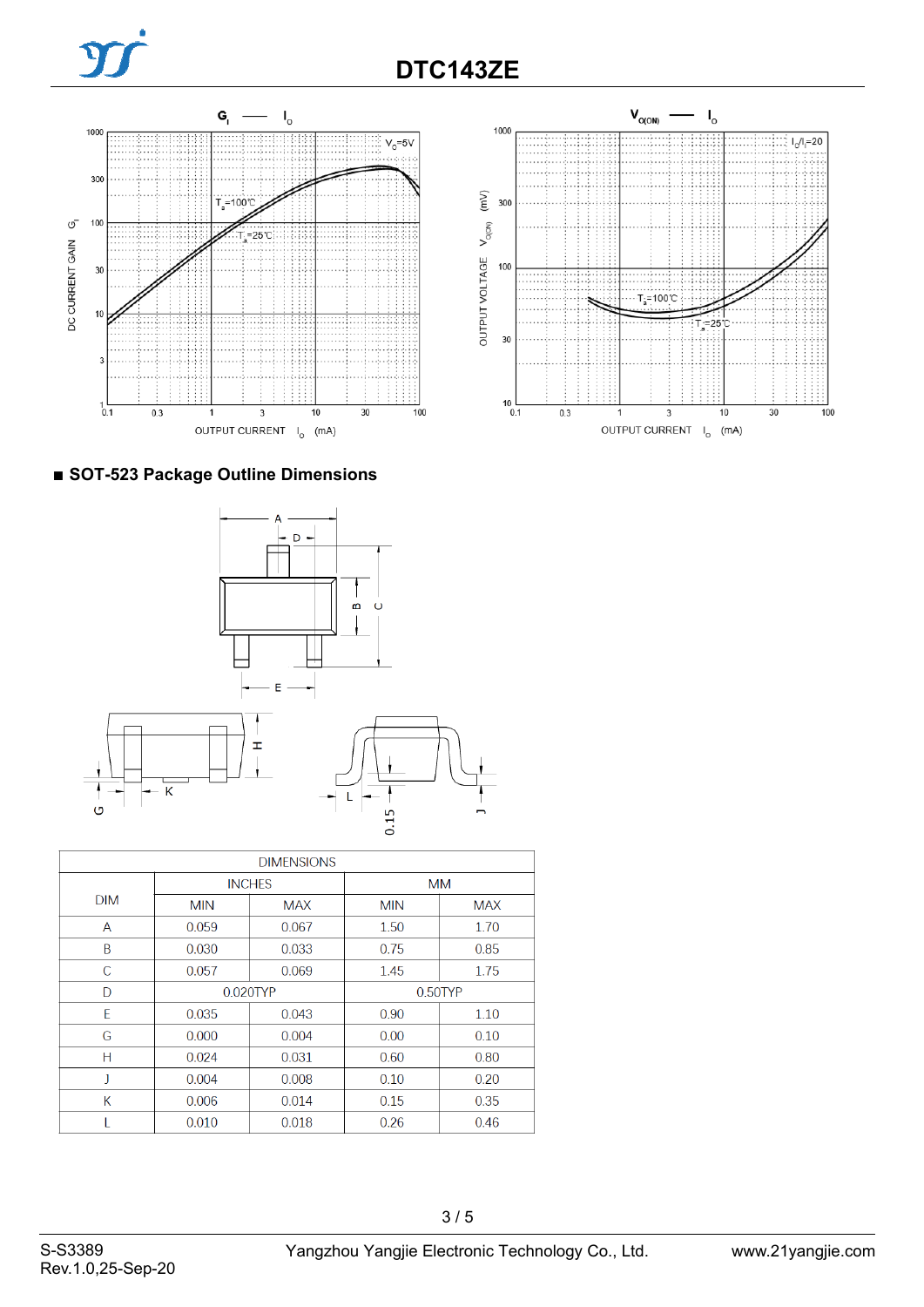## ■ SOT-523 Package Outline Dimensions

| DIM | INCHES | | MM | |
|---|---|---|---|---|
| | MIN | MAX | MIN | MAX |
| A | 0.059 | 0.067 | 1.50 | 1.70 |
| B | 0.030 | 0.033 | 0.75 | 0.85 |
| C | 0.057 | 0.069 | 1.45 | 1.75 |
| D | 0.020TYP | | 0.50TYP | |
| E | 0.035 | 0.043 | 0.90 | 1.10 |
| G | 0.000 | 0.004 | 0.00 | 0.10 |
| H | 0.024 | 0.031 | 0.60 | 0.80 |
| J | 0.004 | 0.008 | 0.10 | 0.20 |
| K | 0.006 | 0.014 | 0.15 | 0.35 |
| L | 0.010 | 0.018 | 0.26 | 0.46 |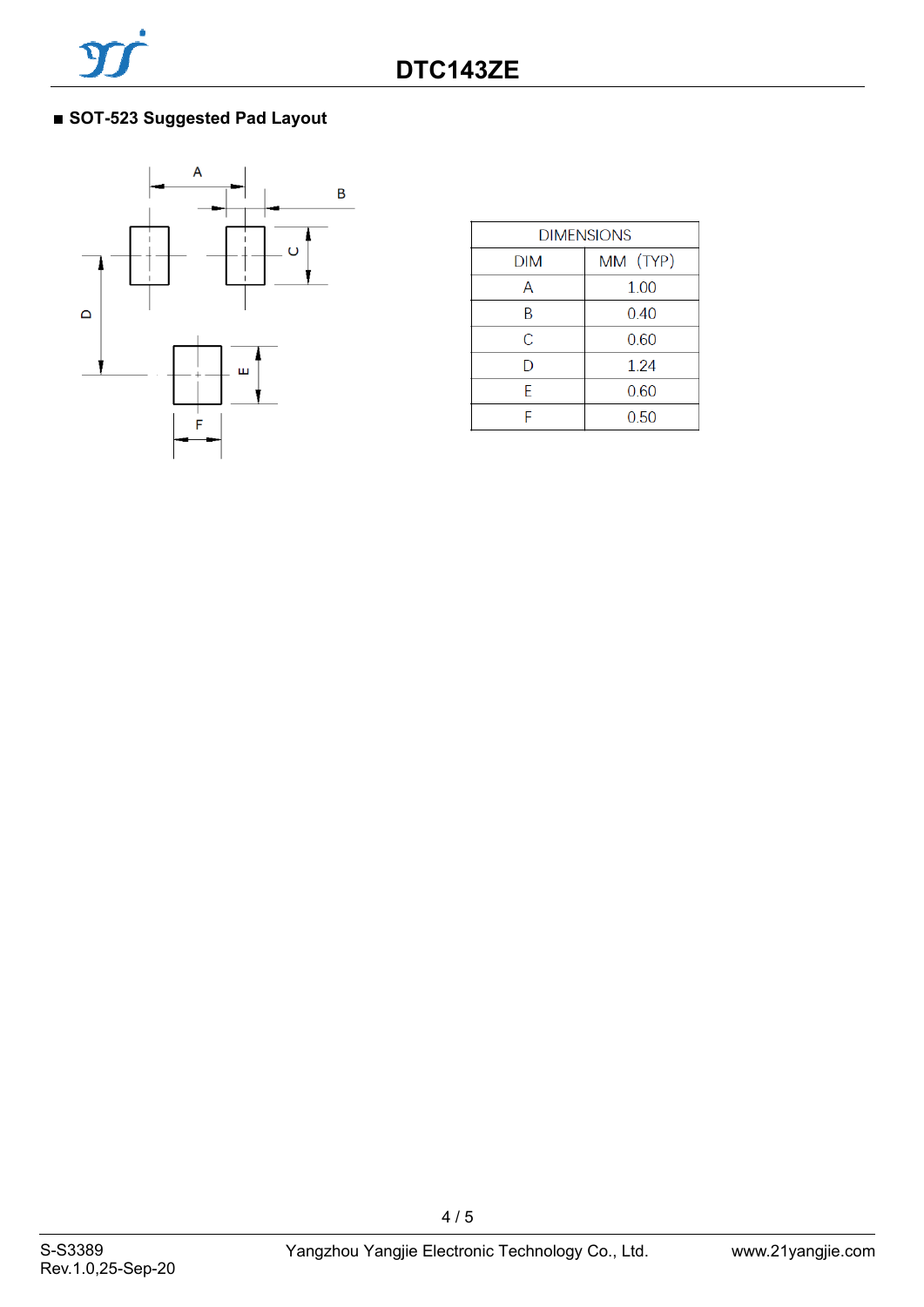## ■ SOT-523 Suggested Pad Layout

| DIMENSIONS | |
|---|---|
| DIM | MM (TYP) |
| A | 1.00 |
| B | 0.40 |
| C | 0.60 |
| D | 1.24 |
| E | 0.60 |
| F | 0.50 |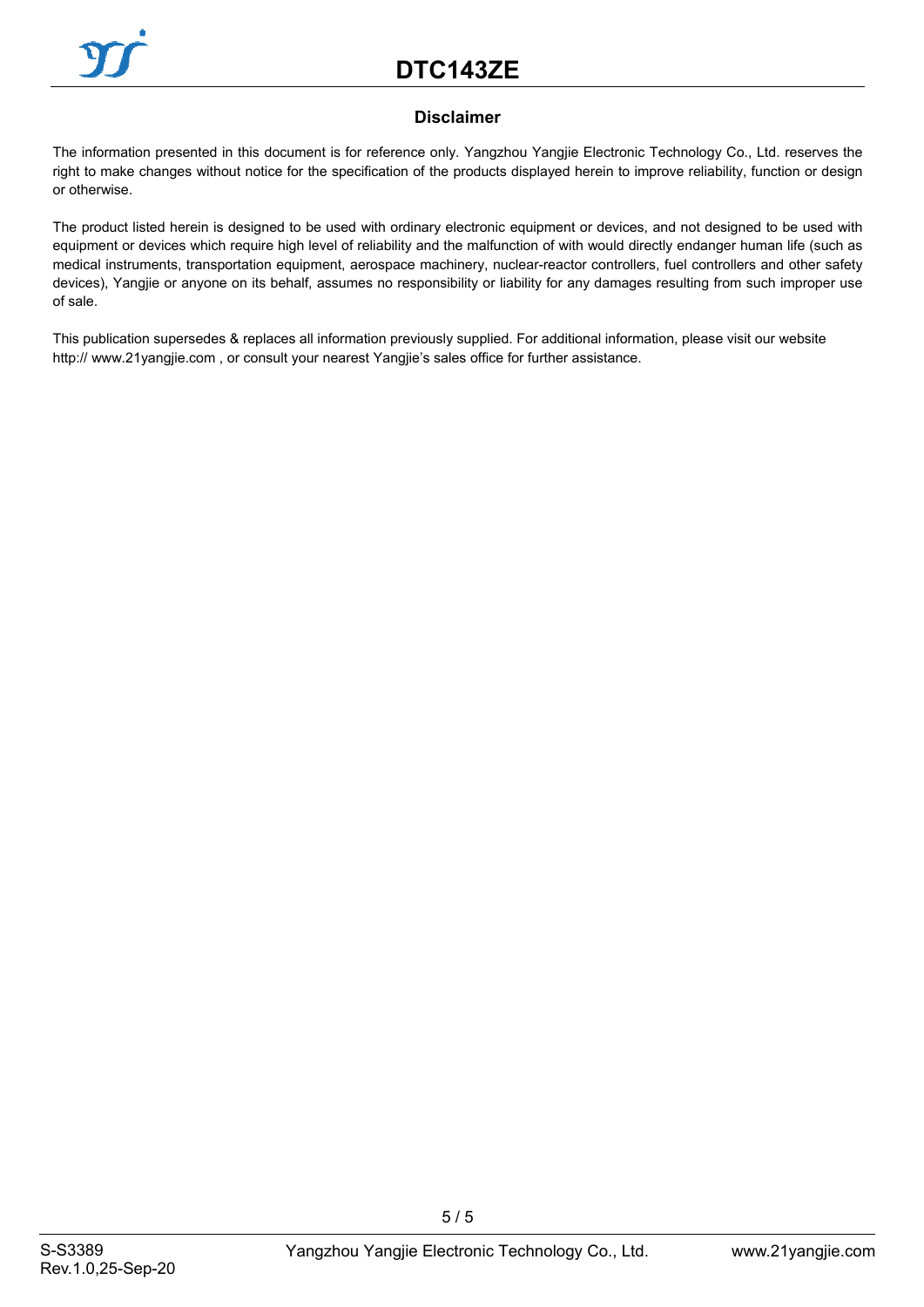## Disclaimer

The information presented in this document is for reference only. Yangzhou Yangjie Electronic Technology Co., Ltd. reserves the right to make changes without notice for the specification of the products displayed herein to improve reliability, function or design or otherwise.

The product listed herein is designed to be used with ordinary electronic equipment or devices, and not designed to be used with equipment or devices which require high level of reliability and the malfunction of with would directly endanger human life (such as medical instruments, transportation equipment, aerospace machinery, nuclear-reactor controllers, fuel controllers and other safety devices), Yangjie or anyone on its behalf, assumes no responsibility or liability for any damages resulting from such improper use of sale.

This publication supersedes & replaces all information previously supplied. For additional information, please visit our website http:// www.21yangjie.com , or consult your nearest Yangjie's sales office for further assistance.